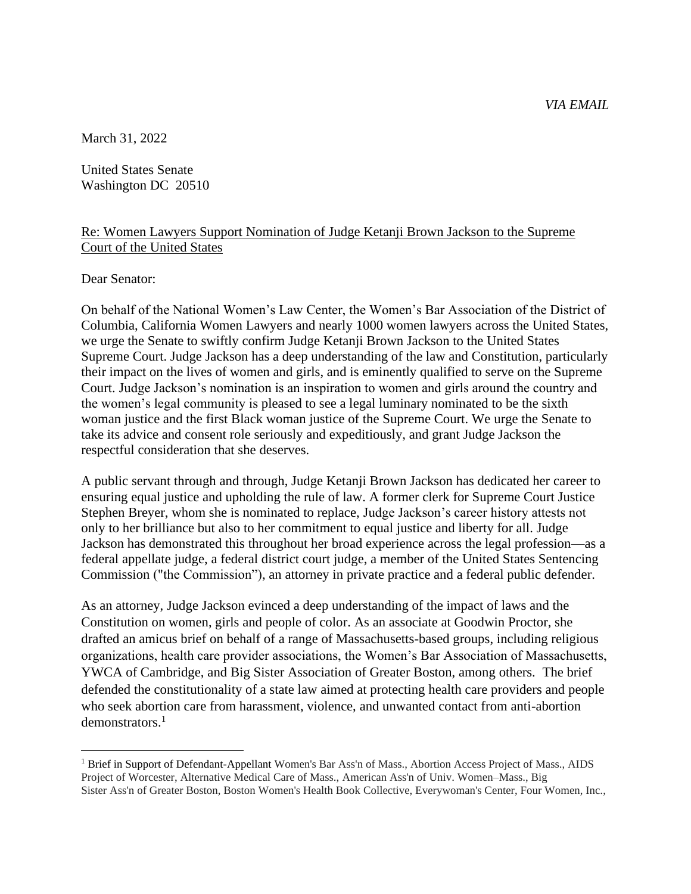*VIA EMAIL*

March 31, 2022

United States Senate
Washington DC 20510

<u>Re: Women Lawyers Support Nomination of Judge Ketanji Brown Jackson to the Supreme Court of the United States</u>

Dear Senator:

On behalf of the National Women's Law Center, the Women's Bar Association of the District of Columbia, California Women Lawyers and nearly 1000 women lawyers across the United States, we urge the Senate to swiftly confirm Judge Ketanji Brown Jackson to the United States Supreme Court. Judge Jackson has a deep understanding of the law and Constitution, particularly their impact on the lives of women and girls, and is eminently qualified to serve on the Supreme Court. Judge Jackson's nomination is an inspiration to women and girls around the country and the women's legal community is pleased to see a legal luminary nominated to be the sixth woman justice and the first Black woman justice of the Supreme Court. We urge the Senate to take its advice and consent role seriously and expeditiously, and grant Judge Jackson the respectful consideration that she deserves.

A public servant through and through, Judge Ketanji Brown Jackson has dedicated her career to ensuring equal justice and upholding the rule of law. A former clerk for Supreme Court Justice Stephen Breyer, whom she is nominated to replace, Judge Jackson's career history attests not only to her brilliance but also to her commitment to equal justice and liberty for all. Judge Jackson has demonstrated this throughout her broad experience across the legal profession—as a federal appellate judge, a federal district court judge, a member of the United States Sentencing Commission ("the Commission"), an attorney in private practice and a federal public defender.

As an attorney, Judge Jackson evinced a deep understanding of the impact of laws and the Constitution on women, girls and people of color. As an associate at Goodwin Proctor, she drafted an amicus brief on behalf of a range of Massachusetts-based groups, including religious organizations, health care provider associations, the Women's Bar Association of Massachusetts, YWCA of Cambridge, and Big Sister Association of Greater Boston, among others. The brief defended the constitutionality of a state law aimed at protecting health care providers and people who seek abortion care from harassment, violence, and unwanted contact from anti-abortion demonstrators.[1]

---

[1] Brief in Support of Defendant-Appellant Women's Bar Ass'n of Mass., Abortion Access Project of Mass., AIDS Project of Worcester, Alternative Medical Care of Mass., American Ass'n of Univ. Women–Mass., Big Sister Ass'n of Greater Boston, Boston Women's Health Book Collective, Everywoman's Center, Four Women, Inc.,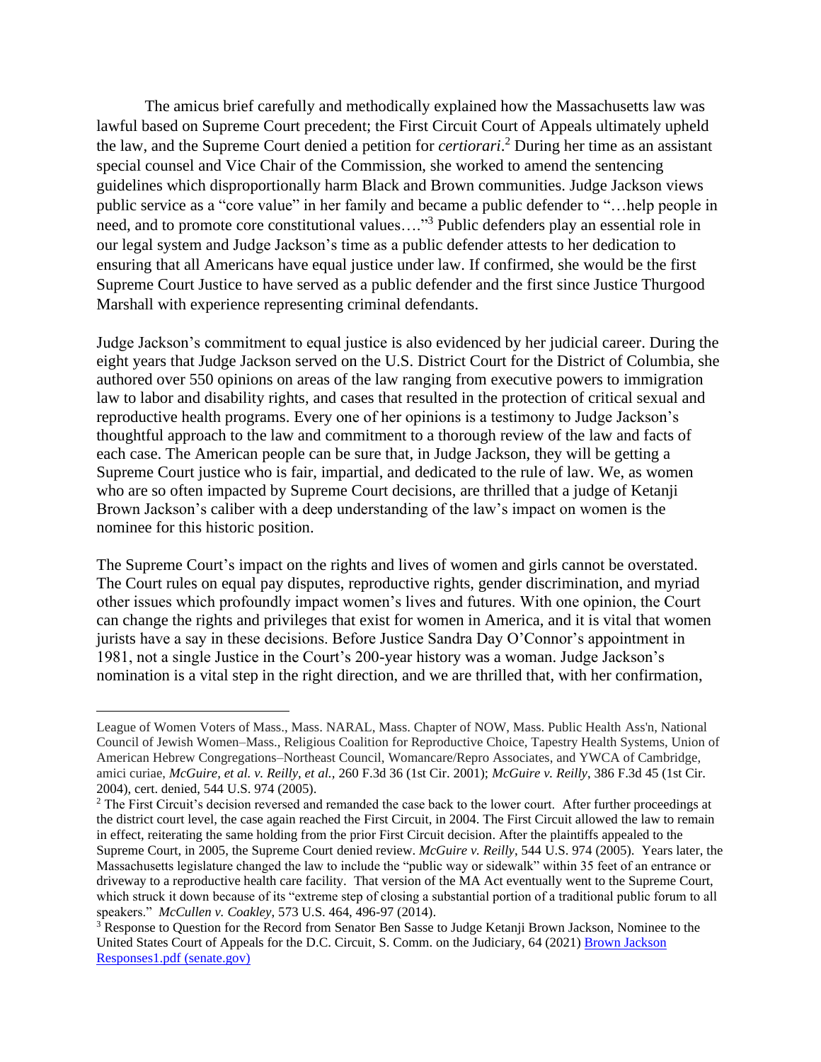The amicus brief carefully and methodically explained how the Massachusetts law was lawful based on Supreme Court precedent; the First Circuit Court of Appeals ultimately upheld the law, and the Supreme Court denied a petition for *certiorari*.[2] During her time as an assistant special counsel and Vice Chair of the Commission, she worked to amend the sentencing guidelines which disproportionally harm Black and Brown communities. Judge Jackson views public service as a "core value" in her family and became a public defender to "…help people in need, and to promote core constitutional values…."[3] Public defenders play an essential role in our legal system and Judge Jackson's time as a public defender attests to her dedication to ensuring that all Americans have equal justice under law. If confirmed, she would be the first Supreme Court Justice to have served as a public defender and the first since Justice Thurgood Marshall with experience representing criminal defendants.

Judge Jackson's commitment to equal justice is also evidenced by her judicial career. During the eight years that Judge Jackson served on the U.S. District Court for the District of Columbia, she authored over 550 opinions on areas of the law ranging from executive powers to immigration law to labor and disability rights, and cases that resulted in the protection of critical sexual and reproductive health programs. Every one of her opinions is a testimony to Judge Jackson's thoughtful approach to the law and commitment to a thorough review of the law and facts of each case. The American people can be sure that, in Judge Jackson, they will be getting a Supreme Court justice who is fair, impartial, and dedicated to the rule of law. We, as women who are so often impacted by Supreme Court decisions, are thrilled that a judge of Ketanji Brown Jackson's caliber with a deep understanding of the law's impact on women is the nominee for this historic position.

The Supreme Court's impact on the rights and lives of women and girls cannot be overstated. The Court rules on equal pay disputes, reproductive rights, gender discrimination, and myriad other issues which profoundly impact women's lives and futures. With one opinion, the Court can change the rights and privileges that exist for women in America, and it is vital that women jurists have a say in these decisions. Before Justice Sandra Day O'Connor's appointment in 1981, not a single Justice in the Court's 200-year history was a woman. Judge Jackson's nomination is a vital step in the right direction, and we are thrilled that, with her confirmation,

---

League of Women Voters of Mass., Mass. NARAL, Mass. Chapter of NOW, Mass. Public Health Ass'n, National Council of Jewish Women–Mass., Religious Coalition for Reproductive Choice, Tapestry Health Systems, Union of American Hebrew Congregations–Northeast Council, Womancare/Repro Associates, and YWCA of Cambridge, amici curiae, *McGuire, et al. v. Reilly, et al.*, 260 F.3d 36 (1st Cir. 2001); *McGuire v. Reilly*, 386 F.3d 45 (1st Cir. 2004), cert. denied, 544 U.S. 974 (2005).

[2] The First Circuit's decision reversed and remanded the case back to the lower court. After further proceedings at the district court level, the case again reached the First Circuit, in 2004. The First Circuit allowed the law to remain in effect, reiterating the same holding from the prior First Circuit decision. After the plaintiffs appealed to the Supreme Court, in 2005, the Supreme Court denied review. *McGuire v. Reilly*, 544 U.S. 974 (2005). Years later, the Massachusetts legislature changed the law to include the "public way or sidewalk" within 35 feet of an entrance or driveway to a reproductive health care facility. That version of the MA Act eventually went to the Supreme Court, which struck it down because of its "extreme step of closing a substantial portion of a traditional public forum to all speakers." *McCullen v. Coakley*, 573 U.S. 464, 496-97 (2014).

[3] Response to Question for the Record from Senator Ben Sasse to Judge Ketanji Brown Jackson, Nominee to the United States Court of Appeals for the D.C. Circuit, S. Comm. on the Judiciary, 64 (2021) Brown Jackson Responses1.pdf (senate.gov)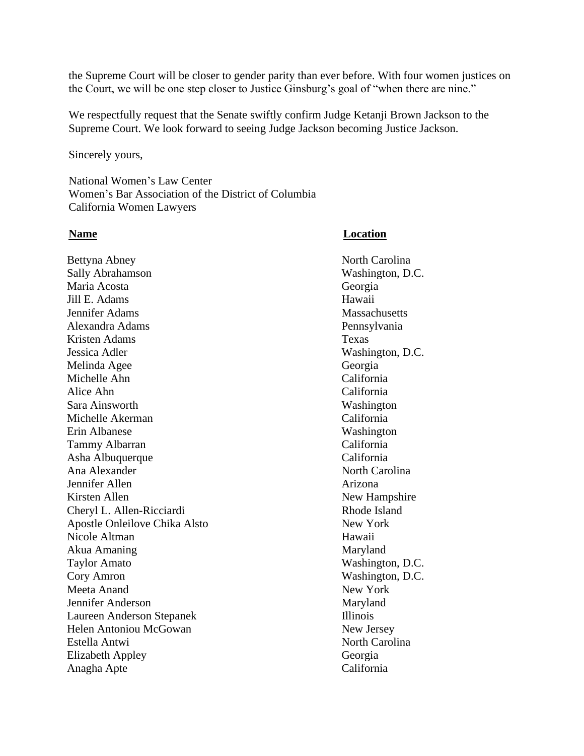the Supreme Court will be closer to gender parity than ever before. With four women justices on the Court, we will be one step closer to Justice Ginsburg's goal of "when there are nine."

We respectfully request that the Senate swiftly confirm Judge Ketanji Brown Jackson to the Supreme Court. We look forward to seeing Judge Jackson becoming Justice Jackson.

Sincerely yours,

National Women's Law Center
Women's Bar Association of the District of Columbia
California Women Lawyers

| **Name** | **Location** |
|---|---|
| Bettyna Abney | North Carolina |
| Sally Abrahamson | Washington, D.C. |
| Maria Acosta | Georgia |
| Jill E. Adams | Hawaii |
| Jennifer Adams | Massachusetts |
| Alexandra Adams | Pennsylvania |
| Kristen Adams | Texas |
| Jessica Adler | Washington, D.C. |
| Melinda Agee | Georgia |
| Michelle Ahn | California |
| Alice Ahn | California |
| Sara Ainsworth | Washington |
| Michelle Akerman | California |
| Erin Albanese | Washington |
| Tammy Albarran | California |
| Asha Albuquerque | California |
| Ana Alexander | North Carolina |
| Jennifer Allen | Arizona |
| Kirsten Allen | New Hampshire |
| Cheryl L. Allen-Ricciardi | Rhode Island |
| Apostle Onleilove Chika Alsto | New York |
| Nicole Altman | Hawaii |
| Akua Amaning | Maryland |
| Taylor Amato | Washington, D.C. |
| Cory Amron | Washington, D.C. |
| Meeta Anand | New York |
| Jennifer Anderson | Maryland |
| Laureen Anderson Stepanek | Illinois |
| Helen Antoniou McGowan | New Jersey |
| Estella Antwi | North Carolina |
| Elizabeth Appley | Georgia |
| Anagha Apte | California |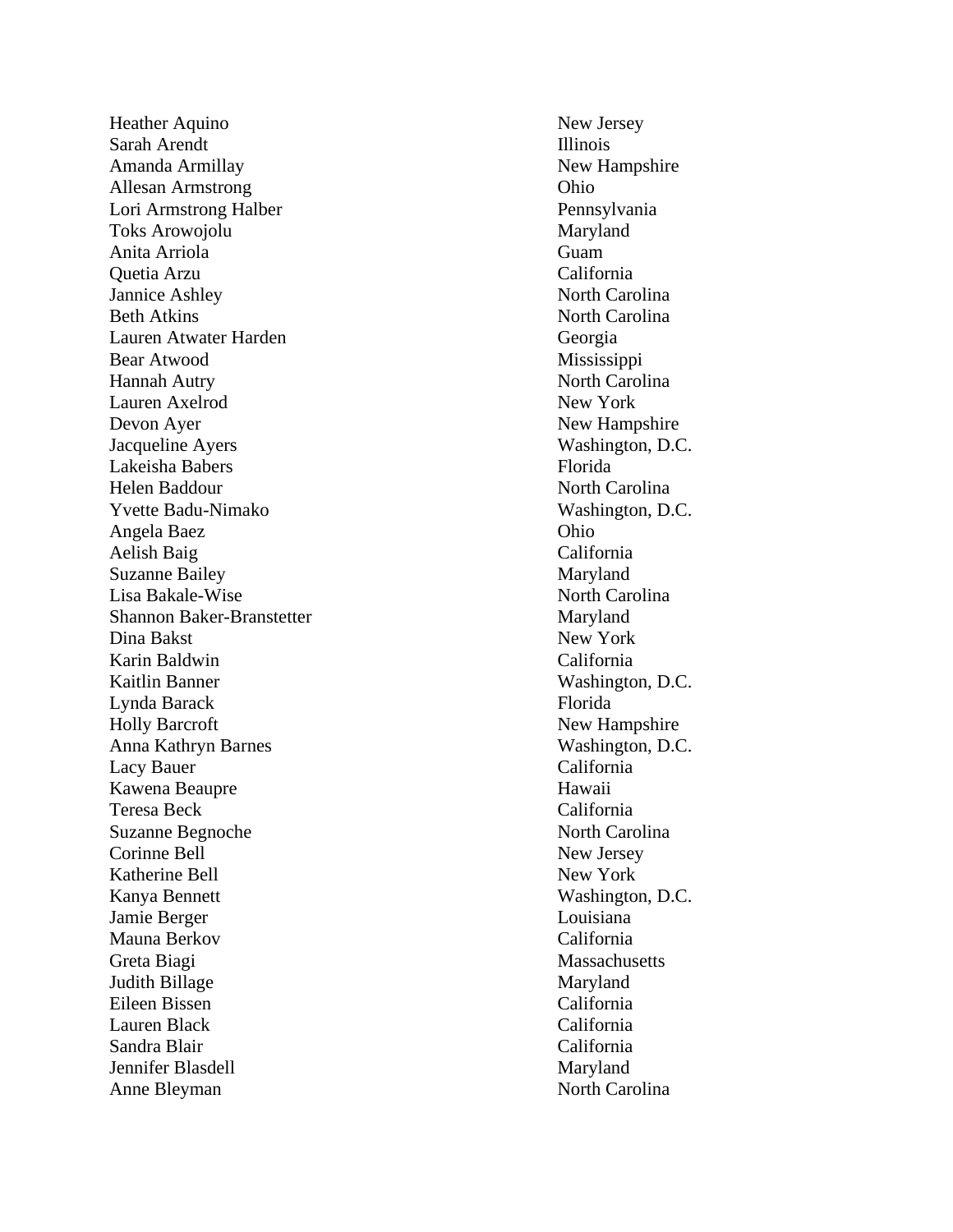| | |
|---|---|
| Heather Aquino | New Jersey |
| Sarah Arendt | Illinois |
| Amanda Armillay | New Hampshire |
| Allesan Armstrong | Ohio |
| Lori Armstrong Halber | Pennsylvania |
| Toks Arowojolu | Maryland |
| Anita Arriola | Guam |
| Quetia Arzu | California |
| Jannice Ashley | North Carolina |
| Beth Atkins | North Carolina |
| Lauren Atwater Harden | Georgia |
| Bear Atwood | Mississippi |
| Hannah Autry | North Carolina |
| Lauren Axelrod | New York |
| Devon Ayer | New Hampshire |
| Jacqueline Ayers | Washington, D.C. |
| Lakeisha Babers | Florida |
| Helen Baddour | North Carolina |
| Yvette Badu-Nimako | Washington, D.C. |
| Angela Baez | Ohio |
| Aelish Baig | California |
| Suzanne Bailey | Maryland |
| Lisa Bakale-Wise | North Carolina |
| Shannon Baker-Branstetter | Maryland |
| Dina Bakst | New York |
| Karin Baldwin | California |
| Kaitlin Banner | Washington, D.C. |
| Lynda Barack | Florida |
| Holly Barcroft | New Hampshire |
| Anna Kathryn Barnes | Washington, D.C. |
| Lacy Bauer | California |
| Kawena Beaupre | Hawaii |
| Teresa Beck | California |
| Suzanne Begnoche | North Carolina |
| Corinne Bell | New Jersey |
| Katherine Bell | New York |
| Kanya Bennett | Washington, D.C. |
| Jamie Berger | Louisiana |
| Mauna Berkov | California |
| Greta Biagi | Massachusetts |
| Judith Billage | Maryland |
| Eileen Bissen | California |
| Lauren Black | California |
| Sandra Blair | California |
| Jennifer Blasdell | Maryland |
| Anne Bleyman | North Carolina |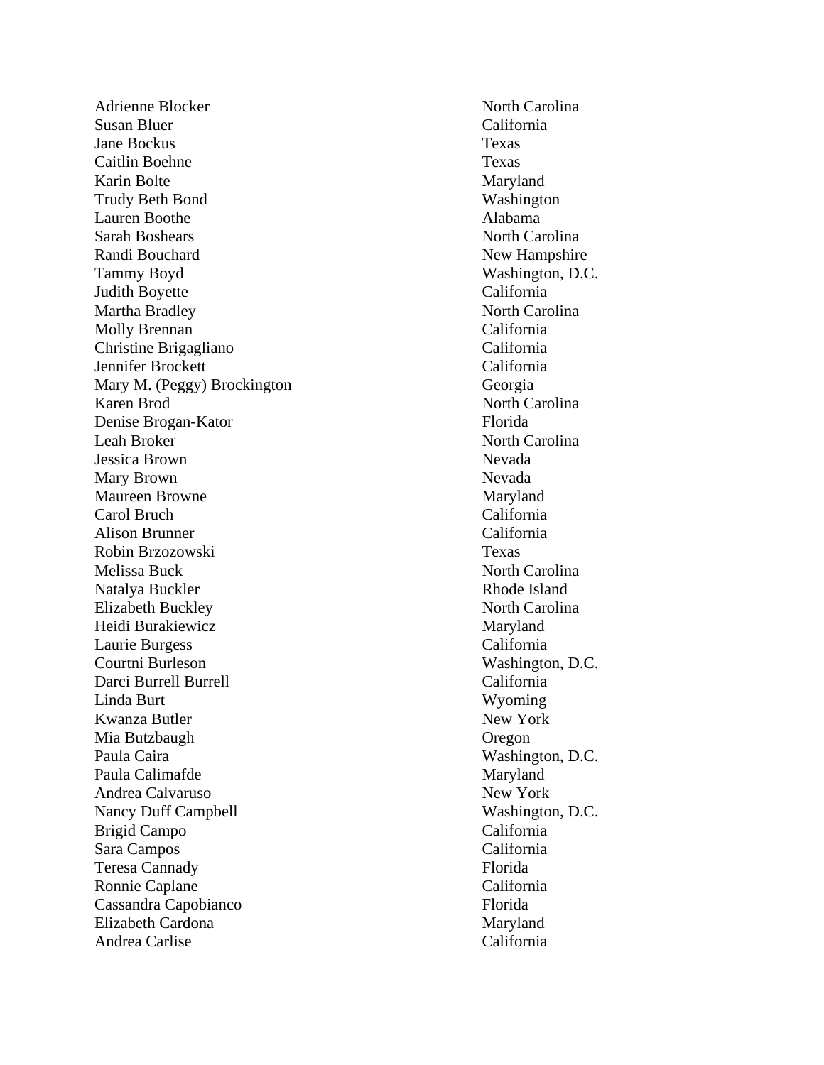| | |
|---|---|
| Adrienne Blocker | North Carolina |
| Susan Bluer | California |
| Jane Bockus | Texas |
| Caitlin Boehne | Texas |
| Karin Bolte | Maryland |
| Trudy Beth Bond | Washington |
| Lauren Boothe | Alabama |
| Sarah Boshears | North Carolina |
| Randi Bouchard | New Hampshire |
| Tammy Boyd | Washington, D.C. |
| Judith Boyette | California |
| Martha Bradley | North Carolina |
| Molly Brennan | California |
| Christine Brigagliano | California |
| Jennifer Brockett | California |
| Mary M. (Peggy) Brockington | Georgia |
| Karen Brod | North Carolina |
| Denise Brogan-Kator | Florida |
| Leah Broker | North Carolina |
| Jessica Brown | Nevada |
| Mary Brown | Nevada |
| Maureen Browne | Maryland |
| Carol Bruch | California |
| Alison Brunner | California |
| Robin Brzozowski | Texas |
| Melissa Buck | North Carolina |
| Natalya Buckler | Rhode Island |
| Elizabeth Buckley | North Carolina |
| Heidi Burakiewicz | Maryland |
| Laurie Burgess | California |
| Courtni Burleson | Washington, D.C. |
| Darci Burrell Burrell | California |
| Linda Burt | Wyoming |
| Kwanza Butler | New York |
| Mia Butzbaugh | Oregon |
| Paula Caira | Washington, D.C. |
| Paula Calimafde | Maryland |
| Andrea Calvaruso | New York |
| Nancy Duff Campbell | Washington, D.C. |
| Brigid Campo | California |
| Sara Campos | California |
| Teresa Cannady | Florida |
| Ronnie Caplane | California |
| Cassandra Capobianco | Florida |
| Elizabeth Cardona | Maryland |
| Andrea Carlise | California |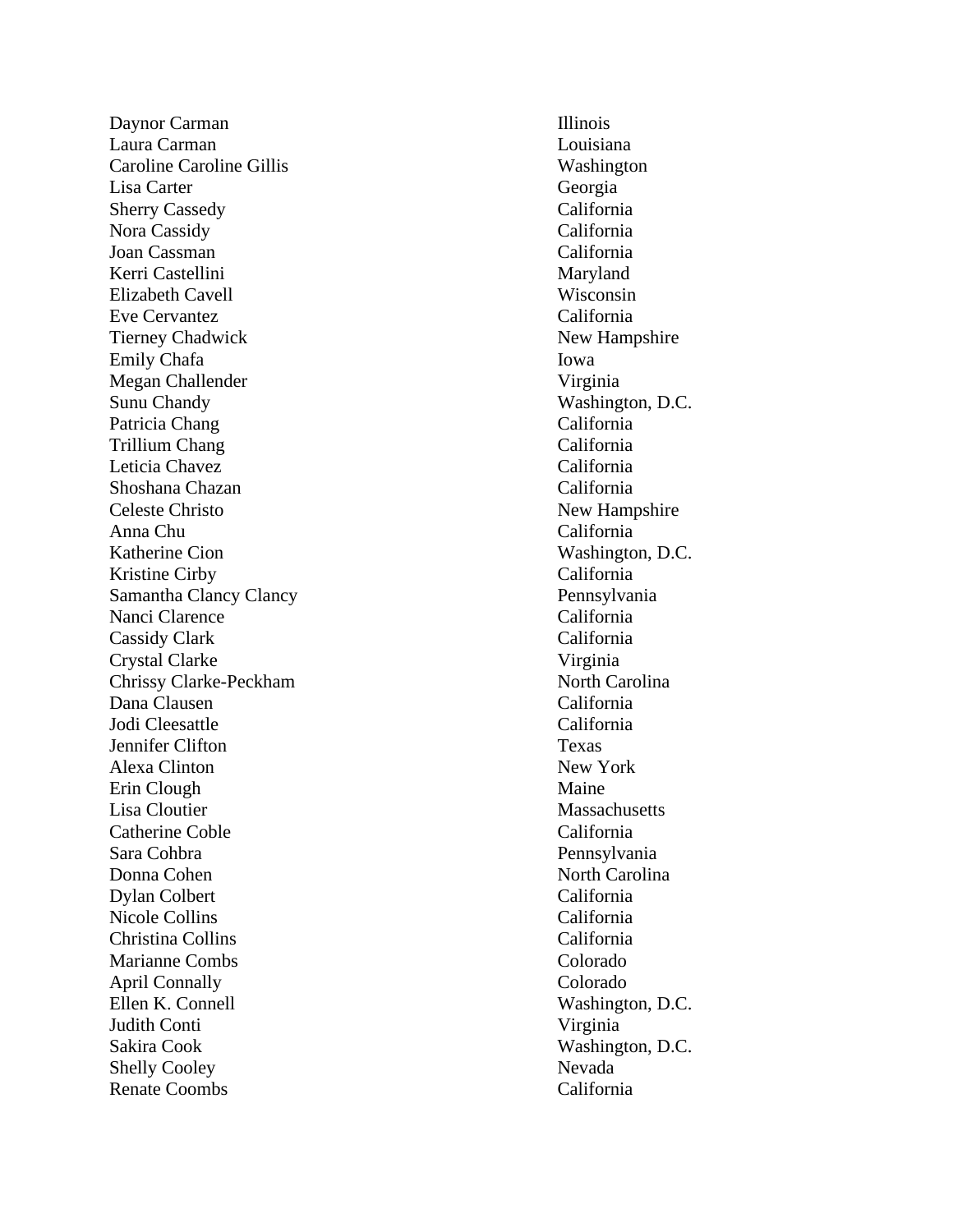| | |
|---|---|
| Daynor Carman | Illinois |
| Laura Carman | Louisiana |
| Caroline Caroline Gillis | Washington |
| Lisa Carter | Georgia |
| Sherry Cassedy | California |
| Nora Cassidy | California |
| Joan Cassman | California |
| Kerri Castellini | Maryland |
| Elizabeth Cavell | Wisconsin |
| Eve Cervantez | California |
| Tierney Chadwick | New Hampshire |
| Emily Chafa | Iowa |
| Megan Challender | Virginia |
| Sunu Chandy | Washington, D.C. |
| Patricia Chang | California |
| Trillium Chang | California |
| Leticia Chavez | California |
| Shoshana Chazan | California |
| Celeste Christo | New Hampshire |
| Anna Chu | California |
| Katherine Cion | Washington, D.C. |
| Kristine Cirby | California |
| Samantha Clancy Clancy | Pennsylvania |
| Nanci Clarence | California |
| Cassidy Clark | California |
| Crystal Clarke | Virginia |
| Chrissy Clarke-Peckham | North Carolina |
| Dana Clausen | California |
| Jodi Cleesattle | California |
| Jennifer Clifton | Texas |
| Alexa Clinton | New York |
| Erin Clough | Maine |
| Lisa Cloutier | Massachusetts |
| Catherine Coble | California |
| Sara Cohbra | Pennsylvania |
| Donna Cohen | North Carolina |
| Dylan Colbert | California |
| Nicole Collins | California |
| Christina Collins | California |
| Marianne Combs | Colorado |
| April Connally | Colorado |
| Ellen K. Connell | Washington, D.C. |
| Judith Conti | Virginia |
| Sakira Cook | Washington, D.C. |
| Shelly Cooley | Nevada |
| Renate Coombs | California |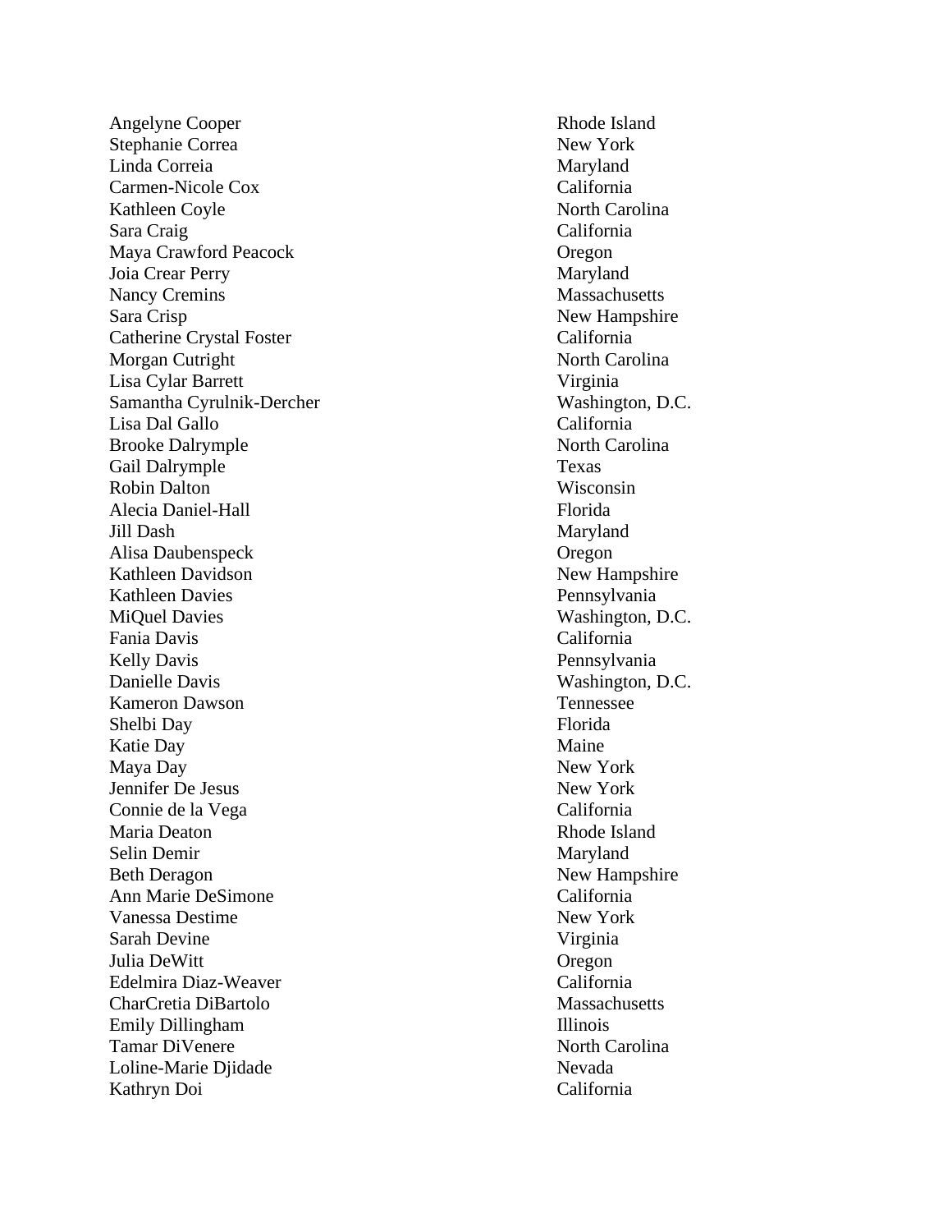| | |
|---|---|
| Angelyne Cooper | Rhode Island |
| Stephanie Correa | New York |
| Linda Correia | Maryland |
| Carmen-Nicole Cox | California |
| Kathleen Coyle | North Carolina |
| Sara Craig | California |
| Maya Crawford Peacock | Oregon |
| Joia Crear Perry | Maryland |
| Nancy Cremins | Massachusetts |
| Sara Crisp | New Hampshire |
| Catherine Crystal Foster | California |
| Morgan Cutright | North Carolina |
| Lisa Cylar Barrett | Virginia |
| Samantha Cyrulnik-Dercher | Washington, D.C. |
| Lisa Dal Gallo | California |
| Brooke Dalrymple | North Carolina |
| Gail Dalrymple | Texas |
| Robin Dalton | Wisconsin |
| Alecia Daniel-Hall | Florida |
| Jill Dash | Maryland |
| Alisa Daubenspeck | Oregon |
| Kathleen Davidson | New Hampshire |
| Kathleen Davies | Pennsylvania |
| MiQuel Davies | Washington, D.C. |
| Fania Davis | California |
| Kelly Davis | Pennsylvania |
| Danielle Davis | Washington, D.C. |
| Kameron Dawson | Tennessee |
| Shelbi Day | Florida |
| Katie Day | Maine |
| Maya Day | New York |
| Jennifer De Jesus | New York |
| Connie de la Vega | California |
| Maria Deaton | Rhode Island |
| Selin Demir | Maryland |
| Beth Deragon | New Hampshire |
| Ann Marie DeSimone | California |
| Vanessa Destime | New York |
| Sarah Devine | Virginia |
| Julia DeWitt | Oregon |
| Edelmira Diaz-Weaver | California |
| CharCretia DiBartolo | Massachusetts |
| Emily Dillingham | Illinois |
| Tamar DiVenere | North Carolina |
| Loline-Marie Djidade | Nevada |
| Kathryn Doi | California |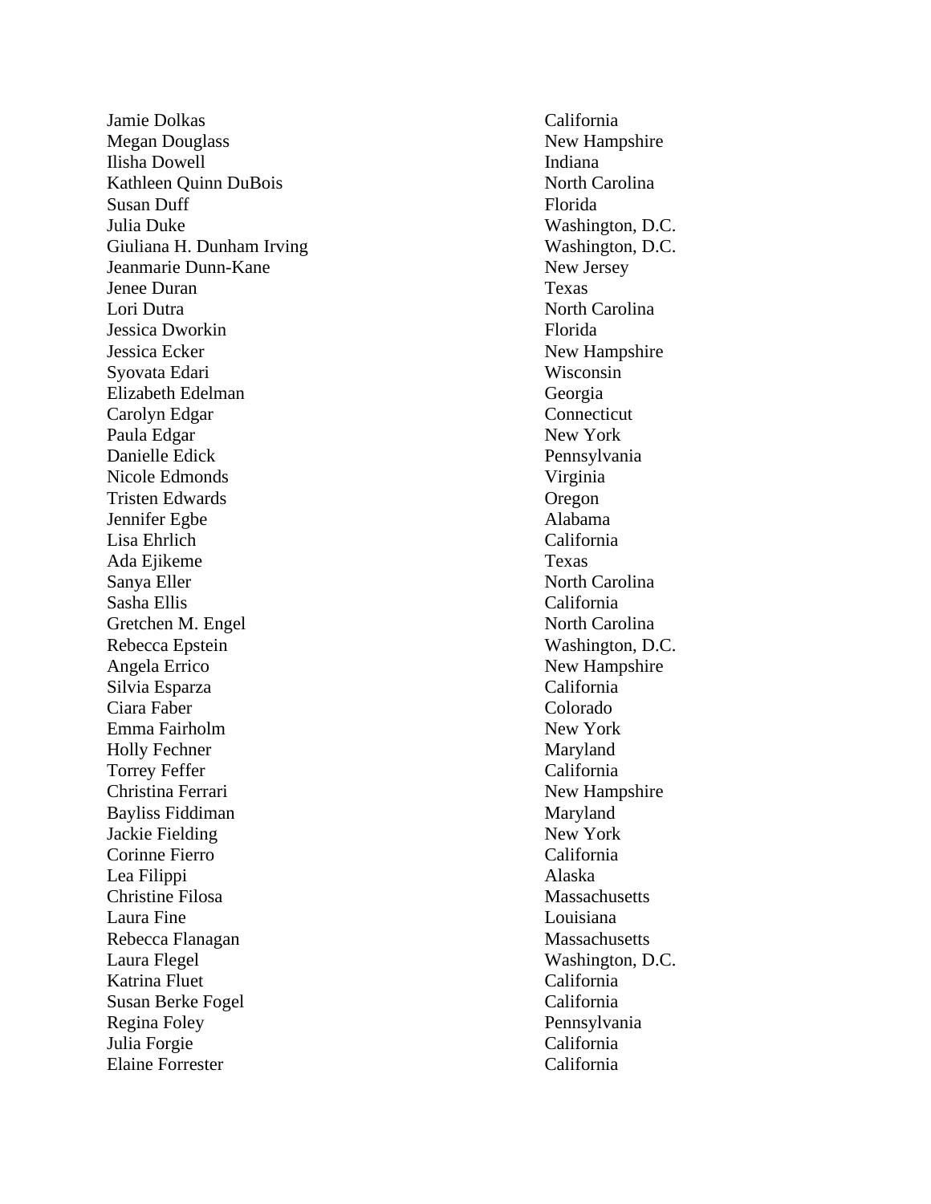| | |
|---|---|
| Jamie Dolkas | California |
| Megan Douglass | New Hampshire |
| Ilisha Dowell | Indiana |
| Kathleen Quinn DuBois | North Carolina |
| Susan Duff | Florida |
| Julia Duke | Washington, D.C. |
| Giuliana H. Dunham Irving | Washington, D.C. |
| Jeanmarie Dunn-Kane | New Jersey |
| Jenee Duran | Texas |
| Lori Dutra | North Carolina |
| Jessica Dworkin | Florida |
| Jessica Ecker | New Hampshire |
| Syovata Edari | Wisconsin |
| Elizabeth Edelman | Georgia |
| Carolyn Edgar | Connecticut |
| Paula Edgar | New York |
| Danielle Edick | Pennsylvania |
| Nicole Edmonds | Virginia |
| Tristen Edwards | Oregon |
| Jennifer Egbe | Alabama |
| Lisa Ehrlich | California |
| Ada Ejikeme | Texas |
| Sanya Eller | North Carolina |
| Sasha Ellis | California |
| Gretchen M. Engel | North Carolina |
| Rebecca Epstein | Washington, D.C. |
| Angela Errico | New Hampshire |
| Silvia Esparza | California |
| Ciara Faber | Colorado |
| Emma Fairholm | New York |
| Holly Fechner | Maryland |
| Torrey Feffer | California |
| Christina Ferrari | New Hampshire |
| Bayliss Fiddiman | Maryland |
| Jackie Fielding | New York |
| Corinne Fierro | California |
| Lea Filippi | Alaska |
| Christine Filosa | Massachusetts |
| Laura Fine | Louisiana |
| Rebecca Flanagan | Massachusetts |
| Laura Flegel | Washington, D.C. |
| Katrina Fluet | California |
| Susan Berke Fogel | California |
| Regina Foley | Pennsylvania |
| Julia Forgie | California |
| Elaine Forrester | California |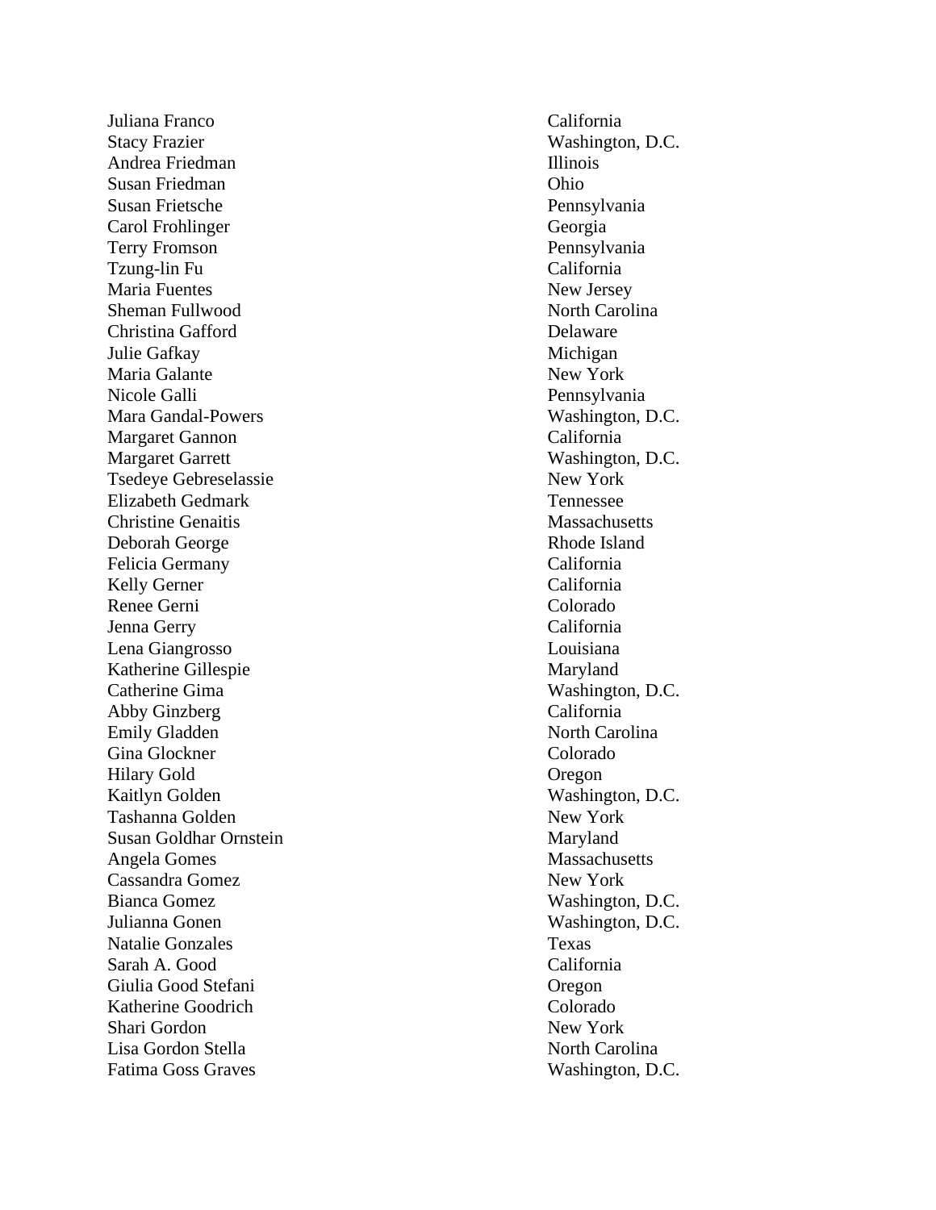| | |
|---|---|
| Juliana Franco | California |
| Stacy Frazier | Washington, D.C. |
| Andrea Friedman | Illinois |
| Susan Friedman | Ohio |
| Susan Frietsche | Pennsylvania |
| Carol Frohlinger | Georgia |
| Terry Fromson | Pennsylvania |
| Tzung-lin Fu | California |
| Maria Fuentes | New Jersey |
| Sheman Fullwood | North Carolina |
| Christina Gafford | Delaware |
| Julie Gafkay | Michigan |
| Maria Galante | New York |
| Nicole Galli | Pennsylvania |
| Mara Gandal-Powers | Washington, D.C. |
| Margaret Gannon | California |
| Margaret Garrett | Washington, D.C. |
| Tsedeye Gebreselassie | New York |
| Elizabeth Gedmark | Tennessee |
| Christine Genaitis | Massachusetts |
| Deborah George | Rhode Island |
| Felicia Germany | California |
| Kelly Gerner | California |
| Renee Gerni | Colorado |
| Jenna Gerry | California |
| Lena Giangrosso | Louisiana |
| Katherine Gillespie | Maryland |
| Catherine Gima | Washington, D.C. |
| Abby Ginzberg | California |
| Emily Gladden | North Carolina |
| Gina Glockner | Colorado |
| Hilary Gold | Oregon |
| Kaitlyn Golden | Washington, D.C. |
| Tashanna Golden | New York |
| Susan Goldhar Ornstein | Maryland |
| Angela Gomes | Massachusetts |
| Cassandra Gomez | New York |
| Bianca Gomez | Washington, D.C. |
| Julianna Gonen | Washington, D.C. |
| Natalie Gonzales | Texas |
| Sarah A. Good | California |
| Giulia Good Stefani | Oregon |
| Katherine Goodrich | Colorado |
| Shari Gordon | New York |
| Lisa Gordon Stella | North Carolina |
| Fatima Goss Graves | Washington, D.C. |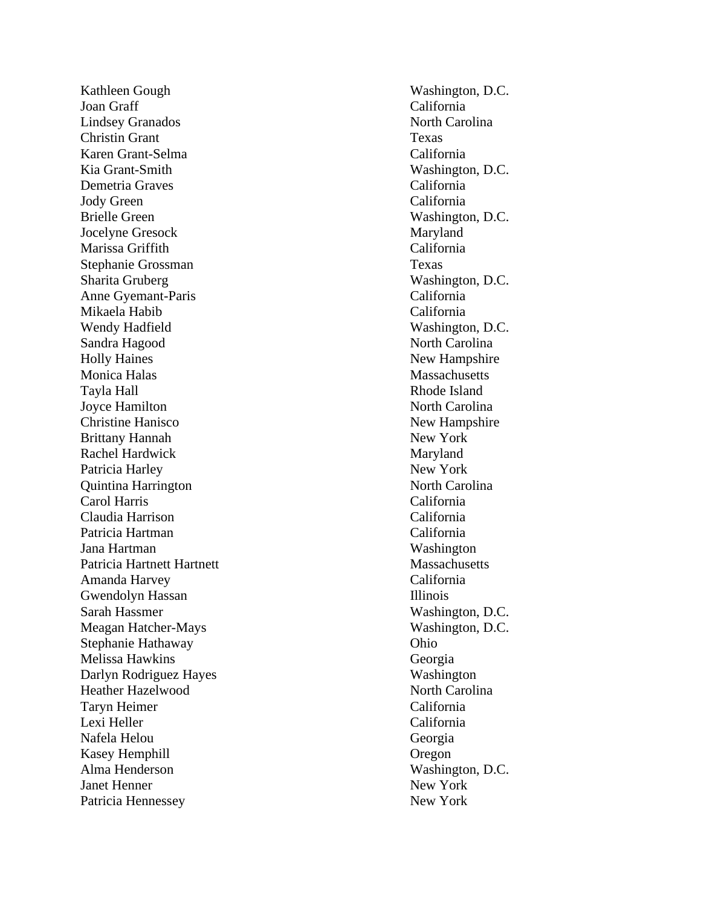| | |
|---|---|
| Kathleen Gough | Washington, D.C. |
| Joan Graff | California |
| Lindsey Granados | North Carolina |
| Christin Grant | Texas |
| Karen Grant-Selma | California |
| Kia Grant-Smith | Washington, D.C. |
| Demetria Graves | California |
| Jody Green | California |
| Brielle Green | Washington, D.C. |
| Jocelyne Gresock | Maryland |
| Marissa Griffith | California |
| Stephanie Grossman | Texas |
| Sharita Gruberg | Washington, D.C. |
| Anne Gyemant-Paris | California |
| Mikaela Habib | California |
| Wendy Hadfield | Washington, D.C. |
| Sandra Hagood | North Carolina |
| Holly Haines | New Hampshire |
| Monica Halas | Massachusetts |
| Tayla Hall | Rhode Island |
| Joyce Hamilton | North Carolina |
| Christine Hanisco | New Hampshire |
| Brittany Hannah | New York |
| Rachel Hardwick | Maryland |
| Patricia Harley | New York |
| Quintina Harrington | North Carolina |
| Carol Harris | California |
| Claudia Harrison | California |
| Patricia Hartman | California |
| Jana Hartman | Washington |
| Patricia Hartnett Hartnett | Massachusetts |
| Amanda Harvey | California |
| Gwendolyn Hassan | Illinois |
| Sarah Hassmer | Washington, D.C. |
| Meagan Hatcher-Mays | Washington, D.C. |
| Stephanie Hathaway | Ohio |
| Melissa Hawkins | Georgia |
| Darlyn Rodriguez Hayes | Washington |
| Heather Hazelwood | North Carolina |
| Taryn Heimer | California |
| Lexi Heller | California |
| Nafela Helou | Georgia |
| Kasey Hemphill | Oregon |
| Alma Henderson | Washington, D.C. |
| Janet Henner | New York |
| Patricia Hennessey | New York |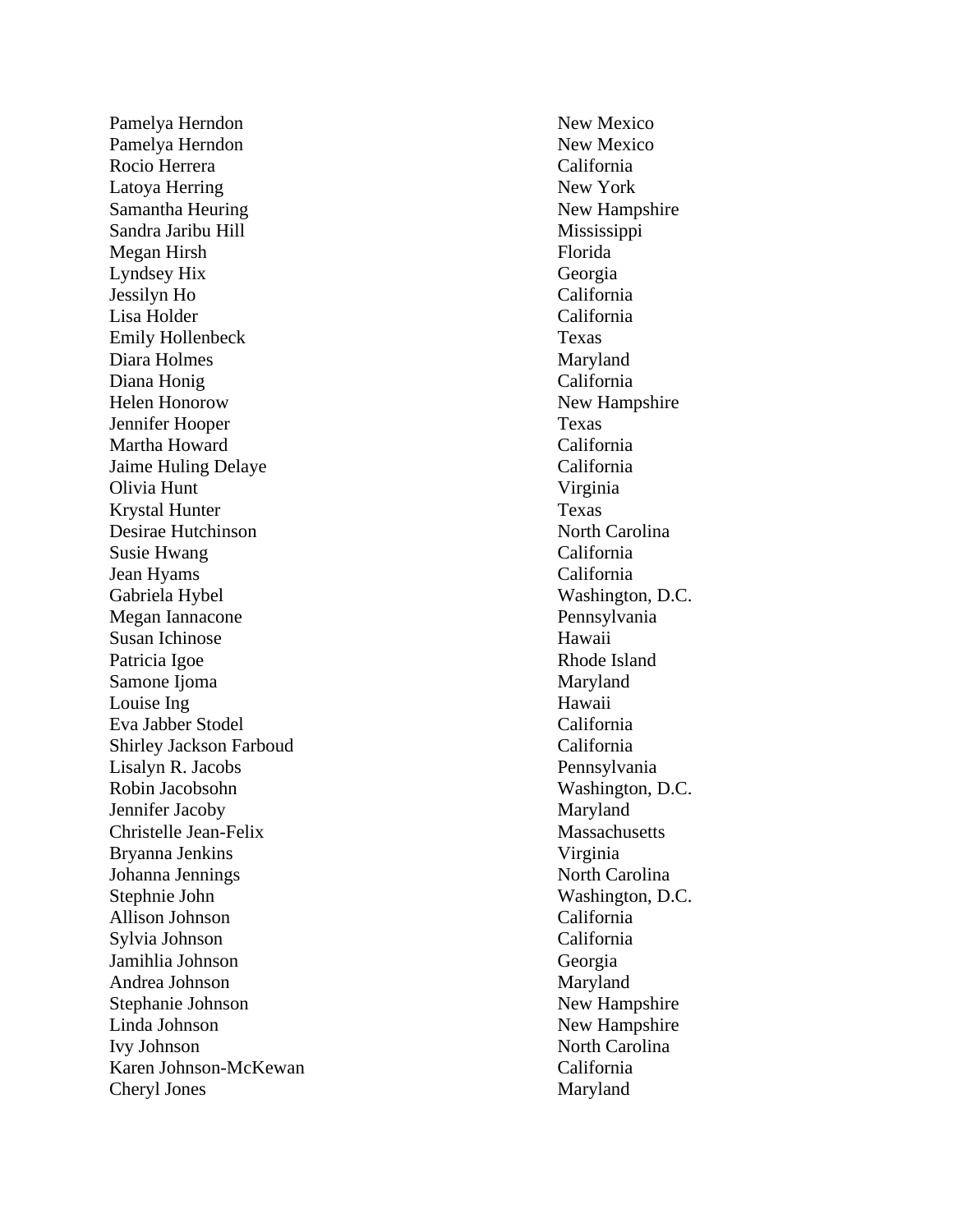| | |
|---|---|
| Pamelya Herndon | New Mexico |
| Pamelya Herndon | New Mexico |
| Rocio Herrera | California |
| Latoya Herring | New York |
| Samantha Heuring | New Hampshire |
| Sandra Jaribu Hill | Mississippi |
| Megan Hirsh | Florida |
| Lyndsey Hix | Georgia |
| Jessilyn Ho | California |
| Lisa Holder | California |
| Emily Hollenbeck | Texas |
| Diara Holmes | Maryland |
| Diana Honig | California |
| Helen Honorow | New Hampshire |
| Jennifer Hooper | Texas |
| Martha Howard | California |
| Jaime Huling Delaye | California |
| Olivia Hunt | Virginia |
| Krystal Hunter | Texas |
| Desirae Hutchinson | North Carolina |
| Susie Hwang | California |
| Jean Hyams | California |
| Gabriela Hybel | Washington, D.C. |
| Megan Iannacone | Pennsylvania |
| Susan Ichinose | Hawaii |
| Patricia Igoe | Rhode Island |
| Samone Ijoma | Maryland |
| Louise Ing | Hawaii |
| Eva Jabber Stodel | California |
| Shirley Jackson Farboud | California |
| Lisalyn R. Jacobs | Pennsylvania |
| Robin Jacobsohn | Washington, D.C. |
| Jennifer Jacoby | Maryland |
| Christelle Jean-Felix | Massachusetts |
| Bryanna Jenkins | Virginia |
| Johanna Jennings | North Carolina |
| Stephnie John | Washington, D.C. |
| Allison Johnson | California |
| Sylvia Johnson | California |
| Jamihlia Johnson | Georgia |
| Andrea Johnson | Maryland |
| Stephanie Johnson | New Hampshire |
| Linda Johnson | New Hampshire |
| Ivy Johnson | North Carolina |
| Karen Johnson-McKewan | California |
| Cheryl Jones | Maryland |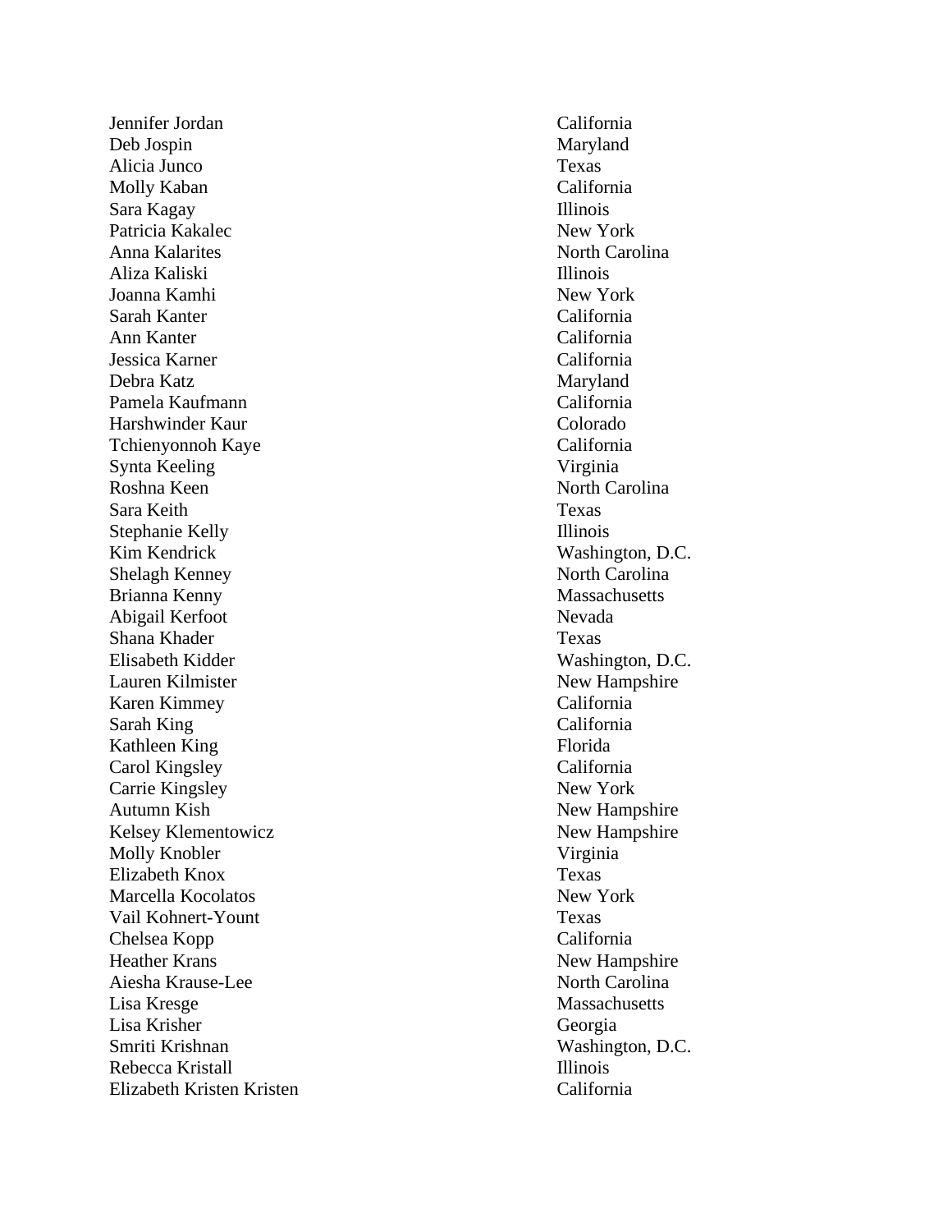| | |
|---|---|
| Jennifer Jordan | California |
| Deb Jospin | Maryland |
| Alicia Junco | Texas |
| Molly Kaban | California |
| Sara Kagay | Illinois |
| Patricia Kakalec | New York |
| Anna Kalarites | North Carolina |
| Aliza Kaliski | Illinois |
| Joanna Kamhi | New York |
| Sarah Kanter | California |
| Ann Kanter | California |
| Jessica Karner | California |
| Debra Katz | Maryland |
| Pamela Kaufmann | California |
| Harshwinder Kaur | Colorado |
| Tchienyonnoh Kaye | California |
| Synta Keeling | Virginia |
| Roshna Keen | North Carolina |
| Sara Keith | Texas |
| Stephanie Kelly | Illinois |
| Kim Kendrick | Washington, D.C. |
| Shelagh Kenney | North Carolina |
| Brianna Kenny | Massachusetts |
| Abigail Kerfoot | Nevada |
| Shana Khader | Texas |
| Elisabeth Kidder | Washington, D.C. |
| Lauren Kilmister | New Hampshire |
| Karen Kimmey | California |
| Sarah King | California |
| Kathleen King | Florida |
| Carol Kingsley | California |
| Carrie Kingsley | New York |
| Autumn Kish | New Hampshire |
| Kelsey Klementowicz | New Hampshire |
| Molly Knobler | Virginia |
| Elizabeth Knox | Texas |
| Marcella Kocolatos | New York |
| Vail Kohnert-Yount | Texas |
| Chelsea Kopp | California |
| Heather Krans | New Hampshire |
| Aiesha Krause-Lee | North Carolina |
| Lisa Kresge | Massachusetts |
| Lisa Krisher | Georgia |
| Smriti Krishnan | Washington, D.C. |
| Rebecca Kristall | Illinois |
| Elizabeth Kristen Kristen | California |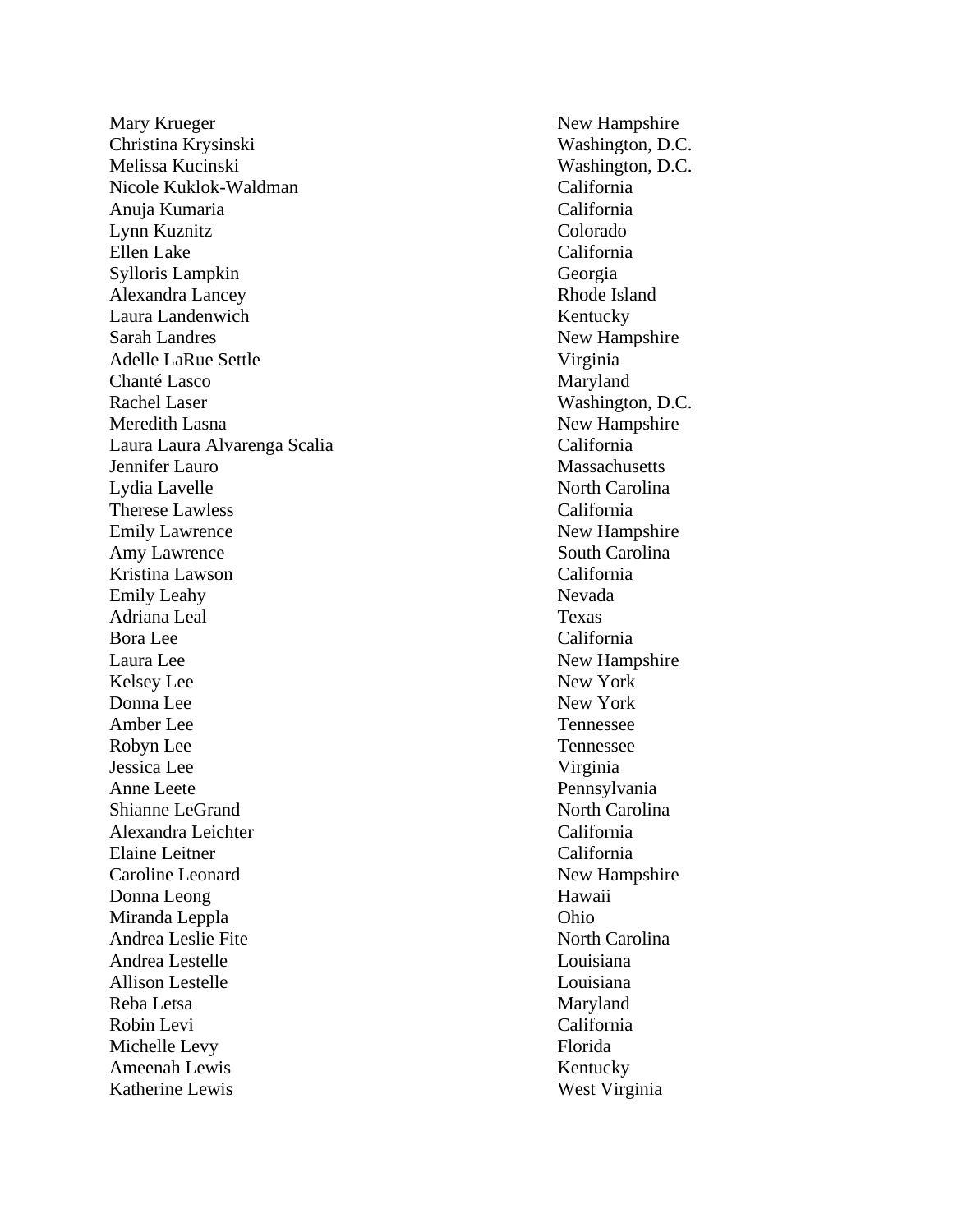| | |
|---|---|
| Mary Krueger | New Hampshire |
| Christina Krysinski | Washington, D.C. |
| Melissa Kucinski | Washington, D.C. |
| Nicole Kuklok-Waldman | California |
| Anuja Kumaria | California |
| Lynn Kuznitz | Colorado |
| Ellen Lake | California |
| Sylloris Lampkin | Georgia |
| Alexandra Lancey | Rhode Island |
| Laura Landenwich | Kentucky |
| Sarah Landres | New Hampshire |
| Adelle LaRue Settle | Virginia |
| Chanté Lasco | Maryland |
| Rachel Laser | Washington, D.C. |
| Meredith Lasna | New Hampshire |
| Laura Laura Alvarenga Scalia | California |
| Jennifer Lauro | Massachusetts |
| Lydia Lavelle | North Carolina |
| Therese Lawless | California |
| Emily Lawrence | New Hampshire |
| Amy Lawrence | South Carolina |
| Kristina Lawson | California |
| Emily Leahy | Nevada |
| Adriana Leal | Texas |
| Bora Lee | California |
| Laura Lee | New Hampshire |
| Kelsey Lee | New York |
| Donna Lee | New York |
| Amber Lee | Tennessee |
| Robyn Lee | Tennessee |
| Jessica Lee | Virginia |
| Anne Leete | Pennsylvania |
| Shianne LeGrand | North Carolina |
| Alexandra Leichter | California |
| Elaine Leitner | California |
| Caroline Leonard | New Hampshire |
| Donna Leong | Hawaii |
| Miranda Leppla | Ohio |
| Andrea Leslie Fite | North Carolina |
| Andrea Lestelle | Louisiana |
| Allison Lestelle | Louisiana |
| Reba Letsa | Maryland |
| Robin Levi | California |
| Michelle Levy | Florida |
| Ameenah Lewis | Kentucky |
| Katherine Lewis | West Virginia |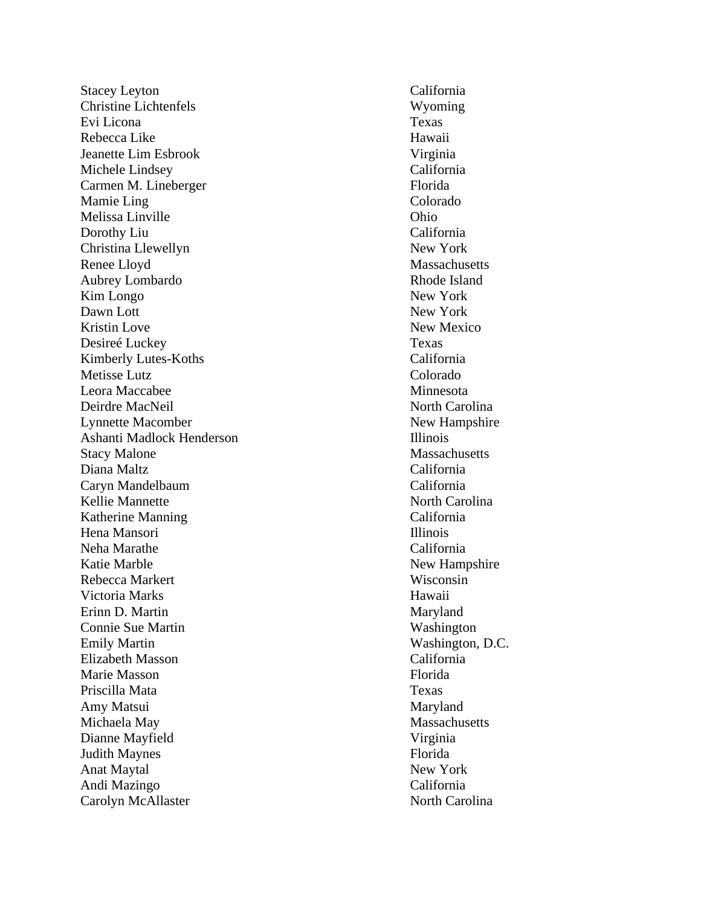| | |
|---|---|
| Stacey Leyton | California |
| Christine Lichtenfels | Wyoming |
| Evi Licona | Texas |
| Rebecca Like | Hawaii |
| Jeanette Lim Esbrook | Virginia |
| Michele Lindsey | California |
| Carmen M. Lineberger | Florida |
| Mamie Ling | Colorado |
| Melissa Linville | Ohio |
| Dorothy Liu | California |
| Christina Llewellyn | New York |
| Renee Lloyd | Massachusetts |
| Aubrey Lombardo | Rhode Island |
| Kim Longo | New York |
| Dawn Lott | New York |
| Kristin Love | New Mexico |
| Desireé Luckey | Texas |
| Kimberly Lutes-Koths | California |
| Metisse Lutz | Colorado |
| Leora Maccabee | Minnesota |
| Deirdre MacNeil | North Carolina |
| Lynnette Macomber | New Hampshire |
| Ashanti Madlock Henderson | Illinois |
| Stacy Malone | Massachusetts |
| Diana Maltz | California |
| Caryn Mandelbaum | California |
| Kellie Mannette | North Carolina |
| Katherine Manning | California |
| Hena Mansori | Illinois |
| Neha Marathe | California |
| Katie Marble | New Hampshire |
| Rebecca Markert | Wisconsin |
| Victoria Marks | Hawaii |
| Erinn D. Martin | Maryland |
| Connie Sue Martin | Washington |
| Emily Martin | Washington, D.C. |
| Elizabeth Masson | California |
| Marie Masson | Florida |
| Priscilla Mata | Texas |
| Amy Matsui | Maryland |
| Michaela May | Massachusetts |
| Dianne Mayfield | Virginia |
| Judith Maynes | Florida |
| Anat Maytal | New York |
| Andi Mazingo | California |
| Carolyn McAllaster | North Carolina |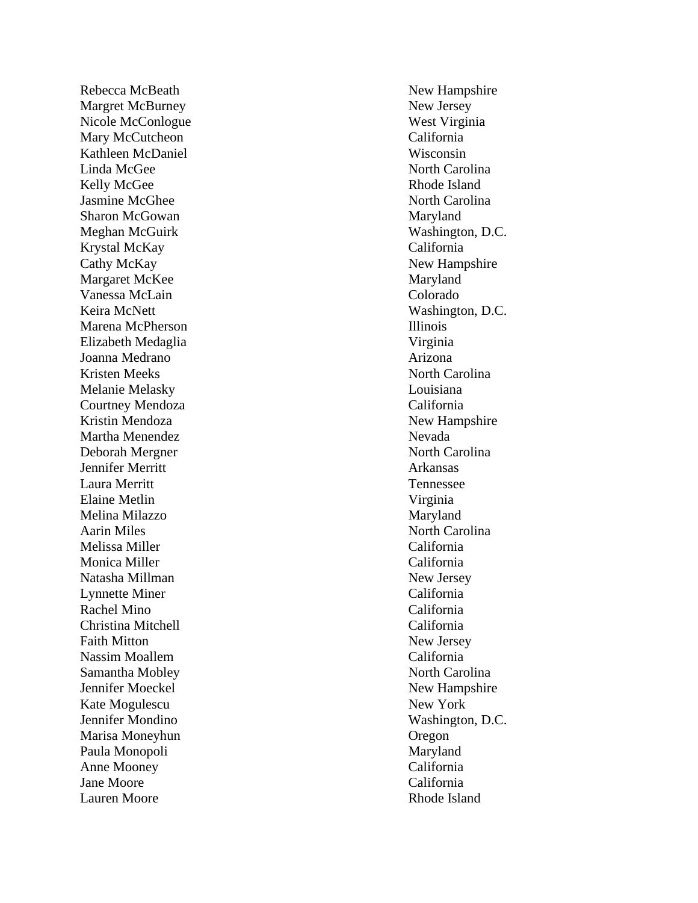| | |
|---|---|
| Rebecca McBeath | New Hampshire |
| Margret McBurney | New Jersey |
| Nicole McConlogue | West Virginia |
| Mary McCutcheon | California |
| Kathleen McDaniel | Wisconsin |
| Linda McGee | North Carolina |
| Kelly McGee | Rhode Island |
| Jasmine McGhee | North Carolina |
| Sharon McGowan | Maryland |
| Meghan McGuirk | Washington, D.C. |
| Krystal McKay | California |
| Cathy McKay | New Hampshire |
| Margaret McKee | Maryland |
| Vanessa McLain | Colorado |
| Keira McNett | Washington, D.C. |
| Marena McPherson | Illinois |
| Elizabeth Medaglia | Virginia |
| Joanna Medrano | Arizona |
| Kristen Meeks | North Carolina |
| Melanie Melasky | Louisiana |
| Courtney Mendoza | California |
| Kristin Mendoza | New Hampshire |
| Martha Menendez | Nevada |
| Deborah Mergner | North Carolina |
| Jennifer Merritt | Arkansas |
| Laura Merritt | Tennessee |
| Elaine Metlin | Virginia |
| Melina Milazzo | Maryland |
| Aarin Miles | North Carolina |
| Melissa Miller | California |
| Monica Miller | California |
| Natasha Millman | New Jersey |
| Lynnette Miner | California |
| Rachel Mino | California |
| Christina Mitchell | California |
| Faith Mitton | New Jersey |
| Nassim Moallem | California |
| Samantha Mobley | North Carolina |
| Jennifer Moeckel | New Hampshire |
| Kate Mogulescu | New York |
| Jennifer Mondino | Washington, D.C. |
| Marisa Moneyhun | Oregon |
| Paula Monopoli | Maryland |
| Anne Mooney | California |
| Jane Moore | California |
| Lauren Moore | Rhode Island |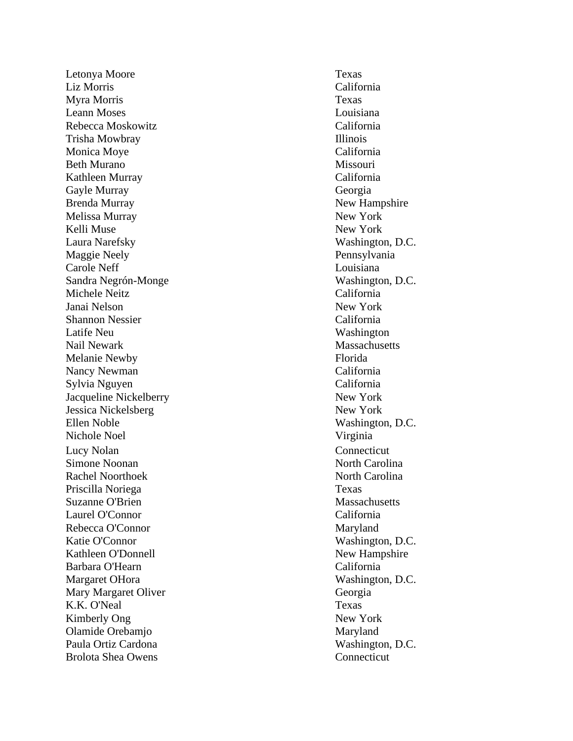| | |
|---|---|
| Letonya Moore | Texas |
| Liz Morris | California |
| Myra Morris | Texas |
| Leann Moses | Louisiana |
| Rebecca Moskowitz | California |
| Trisha Mowbray | Illinois |
| Monica Moye | California |
| Beth Murano | Missouri |
| Kathleen Murray | California |
| Gayle Murray | Georgia |
| Brenda Murray | New Hampshire |
| Melissa Murray | New York |
| Kelli Muse | New York |
| Laura Narefsky | Washington, D.C. |
| Maggie Neely | Pennsylvania |
| Carole Neff | Louisiana |
| Sandra Negrón-Monge | Washington, D.C. |
| Michele Neitz | California |
| Janai Nelson | New York |
| Shannon Nessier | California |
| Latife Neu | Washington |
| Nail Newark | Massachusetts |
| Melanie Newby | Florida |
| Nancy Newman | California |
| Sylvia Nguyen | California |
| Jacqueline Nickelberry | New York |
| Jessica Nickelsberg | New York |
| Ellen Noble | Washington, D.C. |
| Nichole Noel | Virginia |
| Lucy Nolan | Connecticut |
| Simone Noonan | North Carolina |
| Rachel Noorthoek | North Carolina |
| Priscilla Noriega | Texas |
| Suzanne O'Brien | Massachusetts |
| Laurel O'Connor | California |
| Rebecca O'Connor | Maryland |
| Katie O'Connor | Washington, D.C. |
| Kathleen O'Donnell | New Hampshire |
| Barbara O'Hearn | California |
| Margaret OHora | Washington, D.C. |
| Mary Margaret Oliver | Georgia |
| K.K. O'Neal | Texas |
| Kimberly Ong | New York |
| Olamide Orebamjo | Maryland |
| Paula Ortiz Cardona | Washington, D.C. |
| Brolota Shea Owens | Connecticut |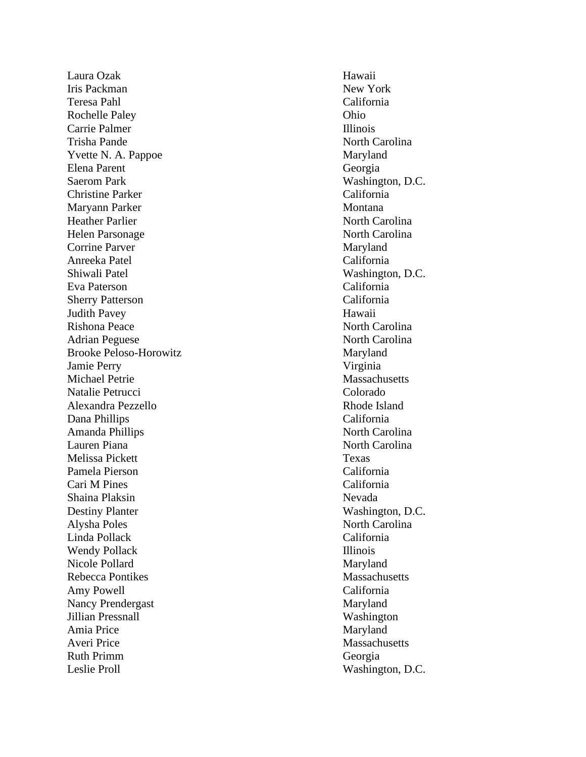| | |
|---|---|
| Laura Ozak | Hawaii |
| Iris Packman | New York |
| Teresa Pahl | California |
| Rochelle Paley | Ohio |
| Carrie Palmer | Illinois |
| Trisha Pande | North Carolina |
| Yvette N. A. Pappoe | Maryland |
| Elena Parent | Georgia |
| Saerom Park | Washington, D.C. |
| Christine Parker | California |
| Maryann Parker | Montana |
| Heather Parlier | North Carolina |
| Helen Parsonage | North Carolina |
| Corrine Parver | Maryland |
| Anreeka Patel | California |
| Shiwali Patel | Washington, D.C. |
| Eva Paterson | California |
| Sherry Patterson | California |
| Judith Pavey | Hawaii |
| Rishona Peace | North Carolina |
| Adrian Peguese | North Carolina |
| Brooke Peloso-Horowitz | Maryland |
| Jamie Perry | Virginia |
| Michael Petrie | Massachusetts |
| Natalie Petrucci | Colorado |
| Alexandra Pezzello | Rhode Island |
| Dana Phillips | California |
| Amanda Phillips | North Carolina |
| Lauren Piana | North Carolina |
| Melissa Pickett | Texas |
| Pamela Pierson | California |
| Cari M Pines | California |
| Shaina Plaksin | Nevada |
| Destiny Planter | Washington, D.C. |
| Alysha Poles | North Carolina |
| Linda Pollack | California |
| Wendy Pollack | Illinois |
| Nicole Pollard | Maryland |
| Rebecca Pontikes | Massachusetts |
| Amy Powell | California |
| Nancy Prendergast | Maryland |
| Jillian Pressnall | Washington |
| Amia Price | Maryland |
| Averi Price | Massachusetts |
| Ruth Primm | Georgia |
| Leslie Proll | Washington, D.C. |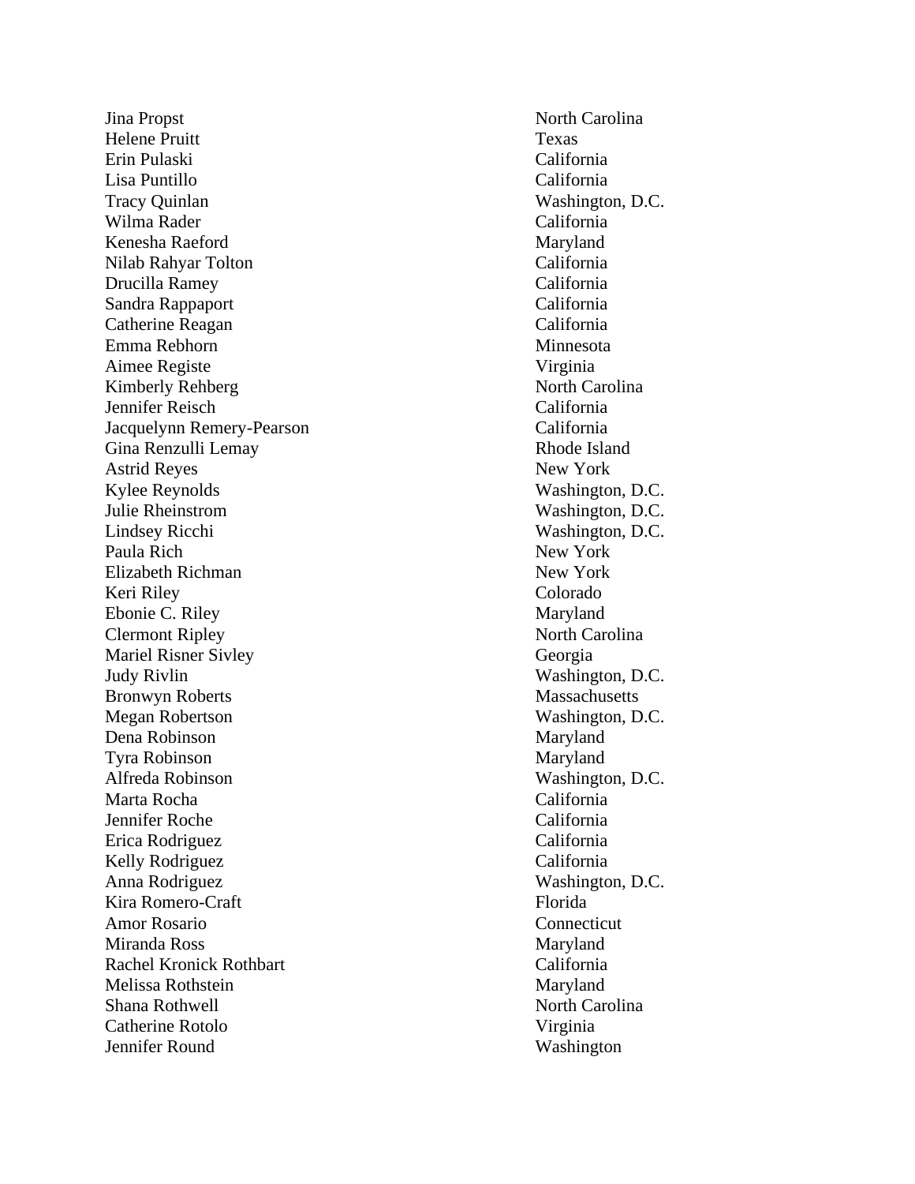| | |
|---|---|
| Jina Propst | North Carolina |
| Helene Pruitt | Texas |
| Erin Pulaski | California |
| Lisa Puntillo | California |
| Tracy Quinlan | Washington, D.C. |
| Wilma Rader | California |
| Kenesha Raeford | Maryland |
| Nilab Rahyar Tolton | California |
| Drucilla Ramey | California |
| Sandra Rappaport | California |
| Catherine Reagan | California |
| Emma Rebhorn | Minnesota |
| Aimee Registe | Virginia |
| Kimberly Rehberg | North Carolina |
| Jennifer Reisch | California |
| Jacquelynn Remery-Pearson | California |
| Gina Renzulli Lemay | Rhode Island |
| Astrid Reyes | New York |
| Kylee Reynolds | Washington, D.C. |
| Julie Rheinstrom | Washington, D.C. |
| Lindsey Ricchi | Washington, D.C. |
| Paula Rich | New York |
| Elizabeth Richman | New York |
| Keri Riley | Colorado |
| Ebonie C. Riley | Maryland |
| Clermont Ripley | North Carolina |
| Mariel Risner Sivley | Georgia |
| Judy Rivlin | Washington, D.C. |
| Bronwyn Roberts | Massachusetts |
| Megan Robertson | Washington, D.C. |
| Dena Robinson | Maryland |
| Tyra Robinson | Maryland |
| Alfreda Robinson | Washington, D.C. |
| Marta Rocha | California |
| Jennifer Roche | California |
| Erica Rodriguez | California |
| Kelly Rodriguez | California |
| Anna Rodriguez | Washington, D.C. |
| Kira Romero-Craft | Florida |
| Amor Rosario | Connecticut |
| Miranda Ross | Maryland |
| Rachel Kronick Rothbart | California |
| Melissa Rothstein | Maryland |
| Shana Rothwell | North Carolina |
| Catherine Rotolo | Virginia |
| Jennifer Round | Washington |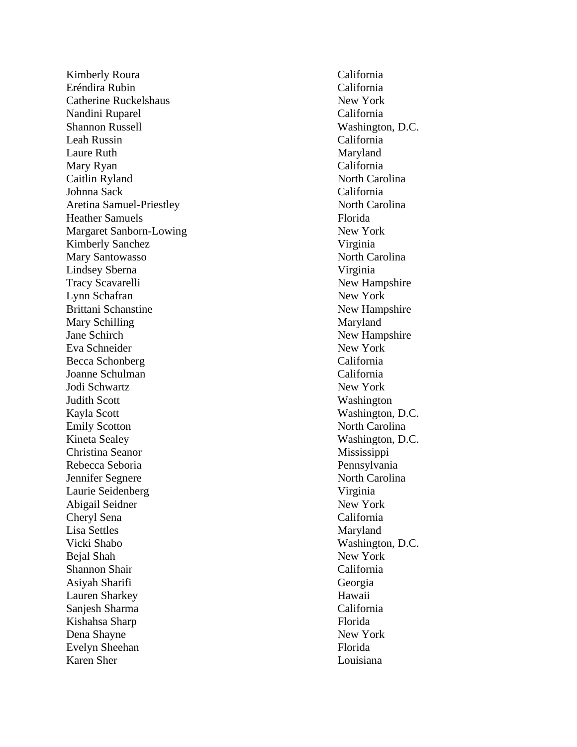| | |
|---|---|
| Kimberly Roura | California |
| Eréndira Rubin | California |
| Catherine Ruckelshaus | New York |
| Nandini Ruparel | California |
| Shannon Russell | Washington, D.C. |
| Leah Russin | California |
| Laure Ruth | Maryland |
| Mary Ryan | California |
| Caitlin Ryland | North Carolina |
| Johnna Sack | California |
| Aretina Samuel-Priestley | North Carolina |
| Heather Samuels | Florida |
| Margaret Sanborn-Lowing | New York |
| Kimberly Sanchez | Virginia |
| Mary Santowasso | North Carolina |
| Lindsey Sberna | Virginia |
| Tracy Scavarelli | New Hampshire |
| Lynn Schafran | New York |
| Brittani Schanstine | New Hampshire |
| Mary Schilling | Maryland |
| Jane Schirch | New Hampshire |
| Eva Schneider | New York |
| Becca Schonberg | California |
| Joanne Schulman | California |
| Jodi Schwartz | New York |
| Judith Scott | Washington |
| Kayla Scott | Washington, D.C. |
| Emily Scotton | North Carolina |
| Kineta Sealey | Washington, D.C. |
| Christina Seanor | Mississippi |
| Rebecca Seboria | Pennsylvania |
| Jennifer Segnere | North Carolina |
| Laurie Seidenberg | Virginia |
| Abigail Seidner | New York |
| Cheryl Sena | California |
| Lisa Settles | Maryland |
| Vicki Shabo | Washington, D.C. |
| Bejal Shah | New York |
| Shannon Shair | California |
| Asiyah Sharifi | Georgia |
| Lauren Sharkey | Hawaii |
| Sanjesh Sharma | California |
| Kishahsa Sharp | Florida |
| Dena Shayne | New York |
| Evelyn Sheehan | Florida |
| Karen Sher | Louisiana |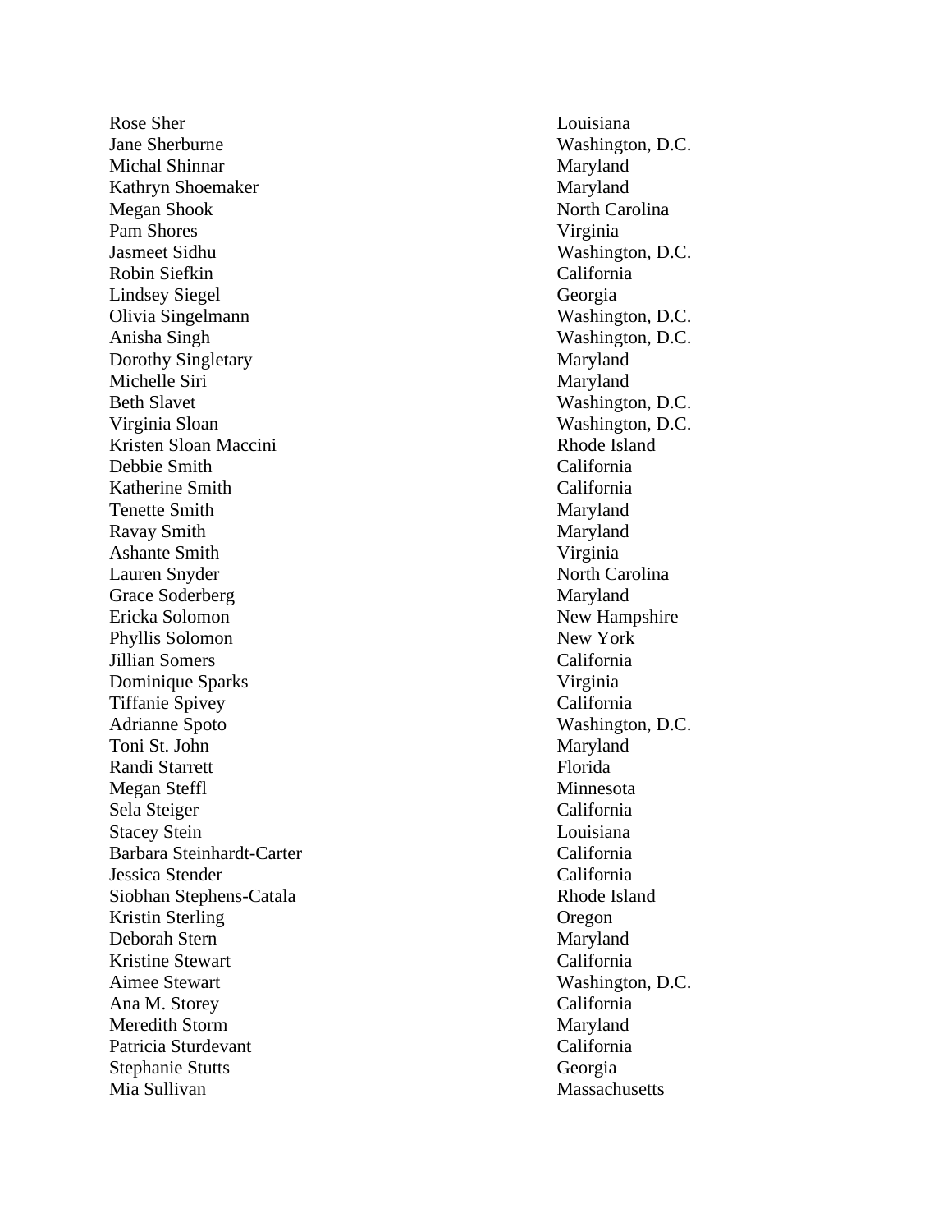| | |
|---|---|
| Rose Sher | Louisiana |
| Jane Sherburne | Washington, D.C. |
| Michal Shinnar | Maryland |
| Kathryn Shoemaker | Maryland |
| Megan Shook | North Carolina |
| Pam Shores | Virginia |
| Jasmeet Sidhu | Washington, D.C. |
| Robin Siefkin | California |
| Lindsey Siegel | Georgia |
| Olivia Singelmann | Washington, D.C. |
| Anisha Singh | Washington, D.C. |
| Dorothy Singletary | Maryland |
| Michelle Siri | Maryland |
| Beth Slavet | Washington, D.C. |
| Virginia Sloan | Washington, D.C. |
| Kristen Sloan Maccini | Rhode Island |
| Debbie Smith | California |
| Katherine Smith | California |
| Tenette Smith | Maryland |
| Ravay Smith | Maryland |
| Ashante Smith | Virginia |
| Lauren Snyder | North Carolina |
| Grace Soderberg | Maryland |
| Ericka Solomon | New Hampshire |
| Phyllis Solomon | New York |
| Jillian Somers | California |
| Dominique Sparks | Virginia |
| Tiffanie Spivey | California |
| Adrianne Spoto | Washington, D.C. |
| Toni St. John | Maryland |
| Randi Starrett | Florida |
| Megan Steffl | Minnesota |
| Sela Steiger | California |
| Stacey Stein | Louisiana |
| Barbara Steinhardt-Carter | California |
| Jessica Stender | California |
| Siobhan Stephens-Catala | Rhode Island |
| Kristin Sterling | Oregon |
| Deborah Stern | Maryland |
| Kristine Stewart | California |
| Aimee Stewart | Washington, D.C. |
| Ana M. Storey | California |
| Meredith Storm | Maryland |
| Patricia Sturdevant | California |
| Stephanie Stutts | Georgia |
| Mia Sullivan | Massachusetts |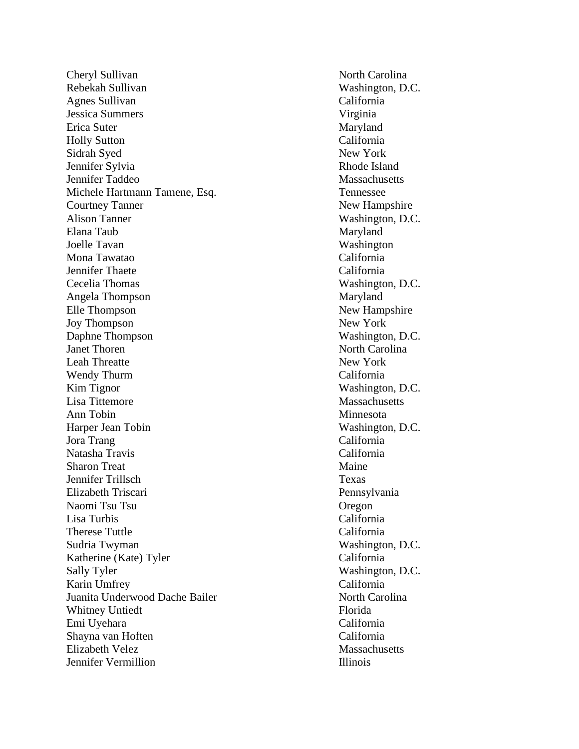| | |
|---|---|
| Cheryl Sullivan | North Carolina |
| Rebekah Sullivan | Washington, D.C. |
| Agnes Sullivan | California |
| Jessica Summers | Virginia |
| Erica Suter | Maryland |
| Holly Sutton | California |
| Sidrah Syed | New York |
| Jennifer Sylvia | Rhode Island |
| Jennifer Taddeo | Massachusetts |
| Michele Hartmann Tamene, Esq. | Tennessee |
| Courtney Tanner | New Hampshire |
| Alison Tanner | Washington, D.C. |
| Elana Taub | Maryland |
| Joelle Tavan | Washington |
| Mona Tawatao | California |
| Jennifer Thaete | California |
| Cecelia Thomas | Washington, D.C. |
| Angela Thompson | Maryland |
| Elle Thompson | New Hampshire |
| Joy Thompson | New York |
| Daphne Thompson | Washington, D.C. |
| Janet Thoren | North Carolina |
| Leah Threatte | New York |
| Wendy Thurm | California |
| Kim Tignor | Washington, D.C. |
| Lisa Tittemore | Massachusetts |
| Ann Tobin | Minnesota |
| Harper Jean Tobin | Washington, D.C. |
| Jora Trang | California |
| Natasha Travis | California |
| Sharon Treat | Maine |
| Jennifer Trillsch | Texas |
| Elizabeth Triscari | Pennsylvania |
| Naomi Tsu Tsu | Oregon |
| Lisa Turbis | California |
| Therese Tuttle | California |
| Sudria Twyman | Washington, D.C. |
| Katherine (Kate) Tyler | California |
| Sally Tyler | Washington, D.C. |
| Karin Umfrey | California |
| Juanita Underwood Dache Bailer | North Carolina |
| Whitney Untiedt | Florida |
| Emi Uyehara | California |
| Shayna van Hoften | California |
| Elizabeth Velez | Massachusetts |
| Jennifer Vermillion | Illinois |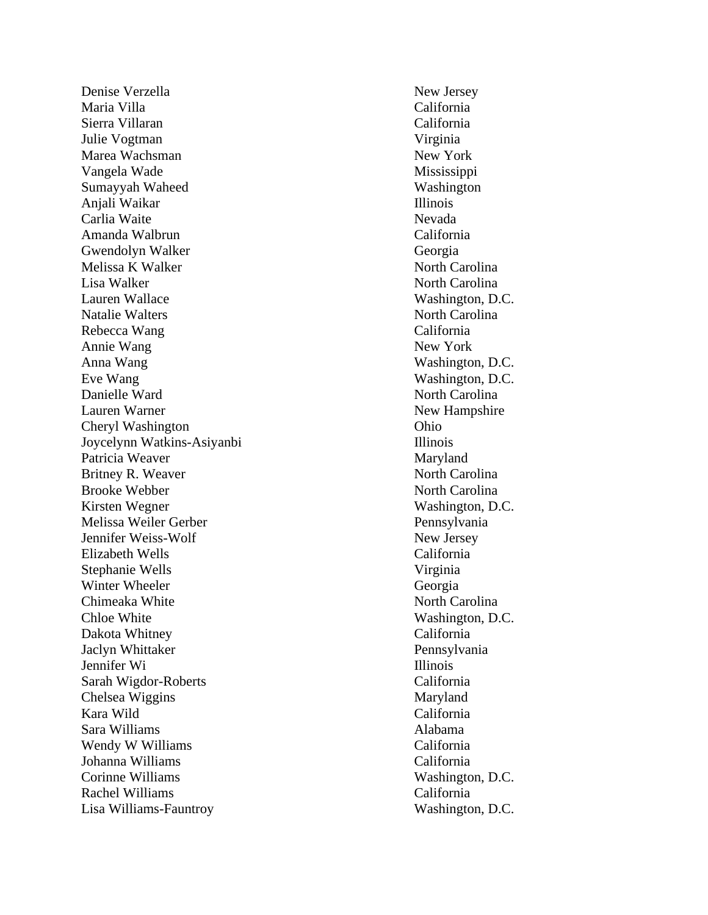| | |
|---|---|
| Denise Verzella | New Jersey |
| Maria Villa | California |
| Sierra Villaran | California |
| Julie Vogtman | Virginia |
| Marea Wachsman | New York |
| Vangela Wade | Mississippi |
| Sumayyah Waheed | Washington |
| Anjali Waikar | Illinois |
| Carlia Waite | Nevada |
| Amanda Walbrun | California |
| Gwendolyn Walker | Georgia |
| Melissa K Walker | North Carolina |
| Lisa Walker | North Carolina |
| Lauren Wallace | Washington, D.C. |
| Natalie Walters | North Carolina |
| Rebecca Wang | California |
| Annie Wang | New York |
| Anna Wang | Washington, D.C. |
| Eve Wang | Washington, D.C. |
| Danielle Ward | North Carolina |
| Lauren Warner | New Hampshire |
| Cheryl Washington | Ohio |
| Joycelynn Watkins-Asiyanbi | Illinois |
| Patricia Weaver | Maryland |
| Britney R. Weaver | North Carolina |
| Brooke Webber | North Carolina |
| Kirsten Wegner | Washington, D.C. |
| Melissa Weiler Gerber | Pennsylvania |
| Jennifer Weiss-Wolf | New Jersey |
| Elizabeth Wells | California |
| Stephanie Wells | Virginia |
| Winter Wheeler | Georgia |
| Chimeaka White | North Carolina |
| Chloe White | Washington, D.C. |
| Dakota Whitney | California |
| Jaclyn Whittaker | Pennsylvania |
| Jennifer Wi | Illinois |
| Sarah Wigdor-Roberts | California |
| Chelsea Wiggins | Maryland |
| Kara Wild | California |
| Sara Williams | Alabama |
| Wendy W Williams | California |
| Johanna Williams | California |
| Corinne Williams | Washington, D.C. |
| Rachel Williams | California |
| Lisa Williams-Fauntroy | Washington, D.C. |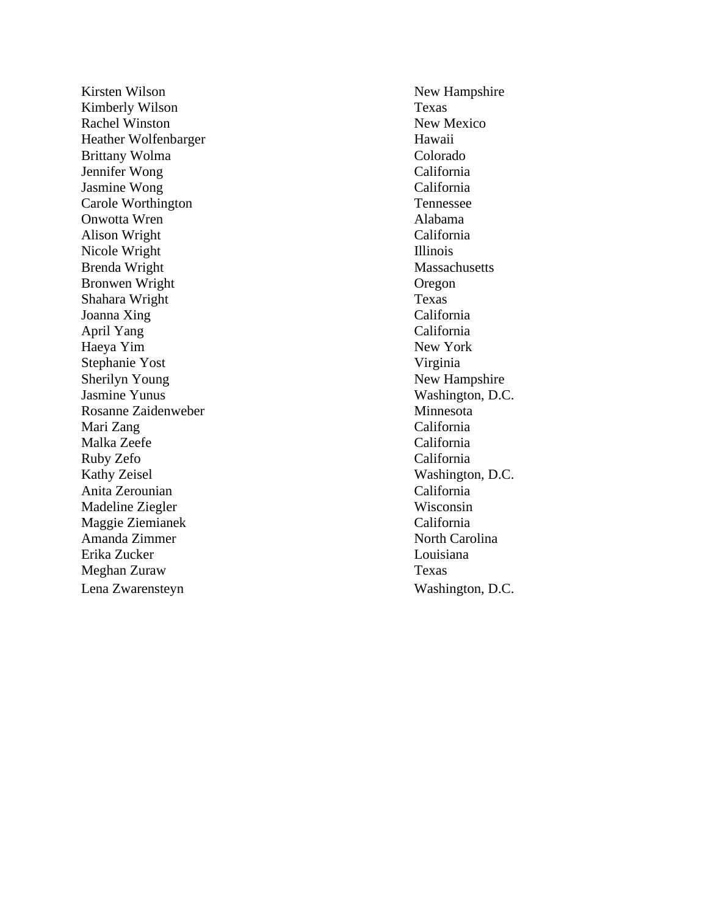| | |
|---|---|
| Kirsten Wilson | New Hampshire |
| Kimberly Wilson | Texas |
| Rachel Winston | New Mexico |
| Heather Wolfenbarger | Hawaii |
| Brittany Wolma | Colorado |
| Jennifer Wong | California |
| Jasmine Wong | California |
| Carole Worthington | Tennessee |
| Onwotta Wren | Alabama |
| Alison Wright | California |
| Nicole Wright | Illinois |
| Brenda Wright | Massachusetts |
| Bronwen Wright | Oregon |
| Shahara Wright | Texas |
| Joanna Xing | California |
| April Yang | California |
| Haeya Yim | New York |
| Stephanie Yost | Virginia |
| Sherilyn Young | New Hampshire |
| Jasmine Yunus | Washington, D.C. |
| Rosanne Zaidenweber | Minnesota |
| Mari Zang | California |
| Malka Zeefe | California |
| Ruby Zefo | California |
| Kathy Zeisel | Washington, D.C. |
| Anita Zerounian | California |
| Madeline Ziegler | Wisconsin |
| Maggie Ziemianek | California |
| Amanda Zimmer | North Carolina |
| Erika Zucker | Louisiana |
| Meghan Zuraw | Texas |
| Lena Zwarensteyn | Washington, D.C. |